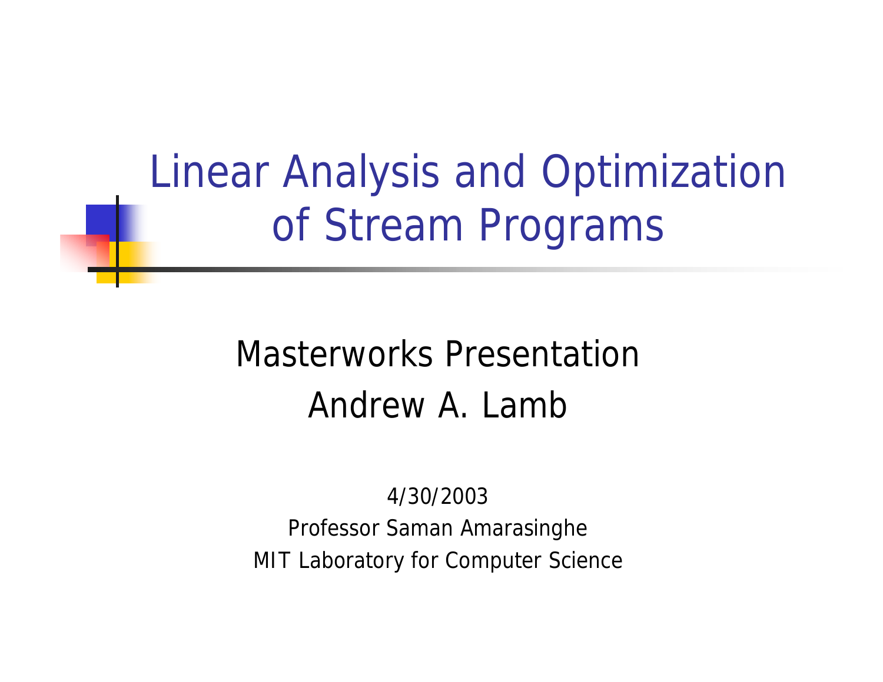# Linear Analysis and Optimization of Stream Programs

Masterworks Presentation

Andrew A. Lamb

4/30/2003

Professor Saman Amarasinghe

MIT Laboratory for Computer Science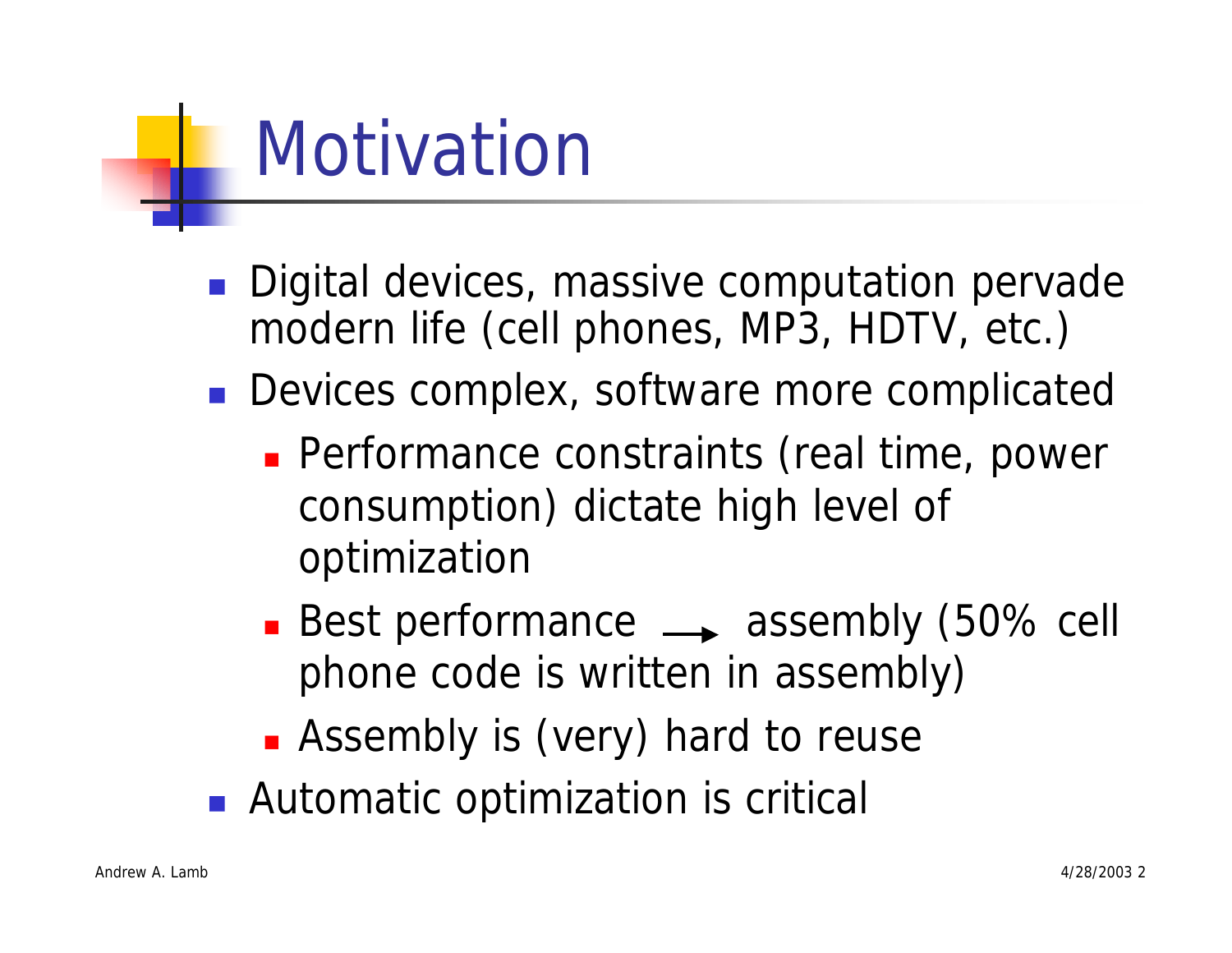# Motivation

- Digital devices, massive computation pervade modern life (cell phones, MP3, HDTV, etc.)
- Devices complex, software more complicated
  - Performance constraints (real time, power consumption) dictate high level of optimization
  - Best performance → assembly (50% cell phone code is written in assembly)
  - Assembly is (very) hard to reuse
- Automatic optimization is critical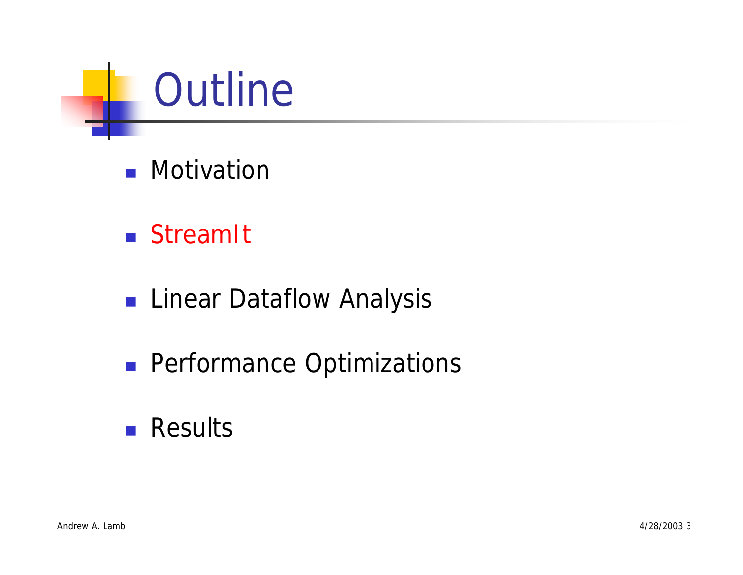# Outline

- Motivation
- StreamIt
- Linear Dataflow Analysis
- Performance Optimizations
- Results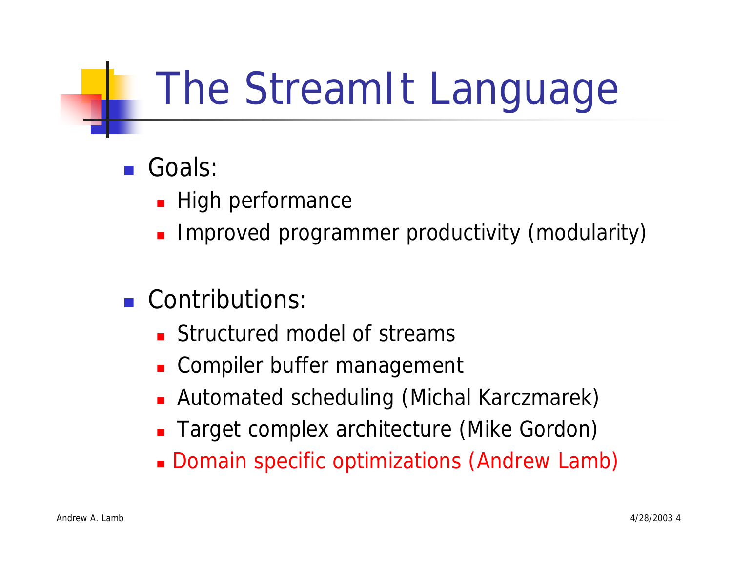# The StreamIt Language

- Goals:
  - High performance
  - Improved programmer productivity (modularity)

- Contributions:
  - Structured model of streams
  - Compiler buffer management
  - Automated scheduling (Michal Karczmarek)
  - Target complex architecture (Mike Gordon)
  - Domain specific optimizations (Andrew Lamb)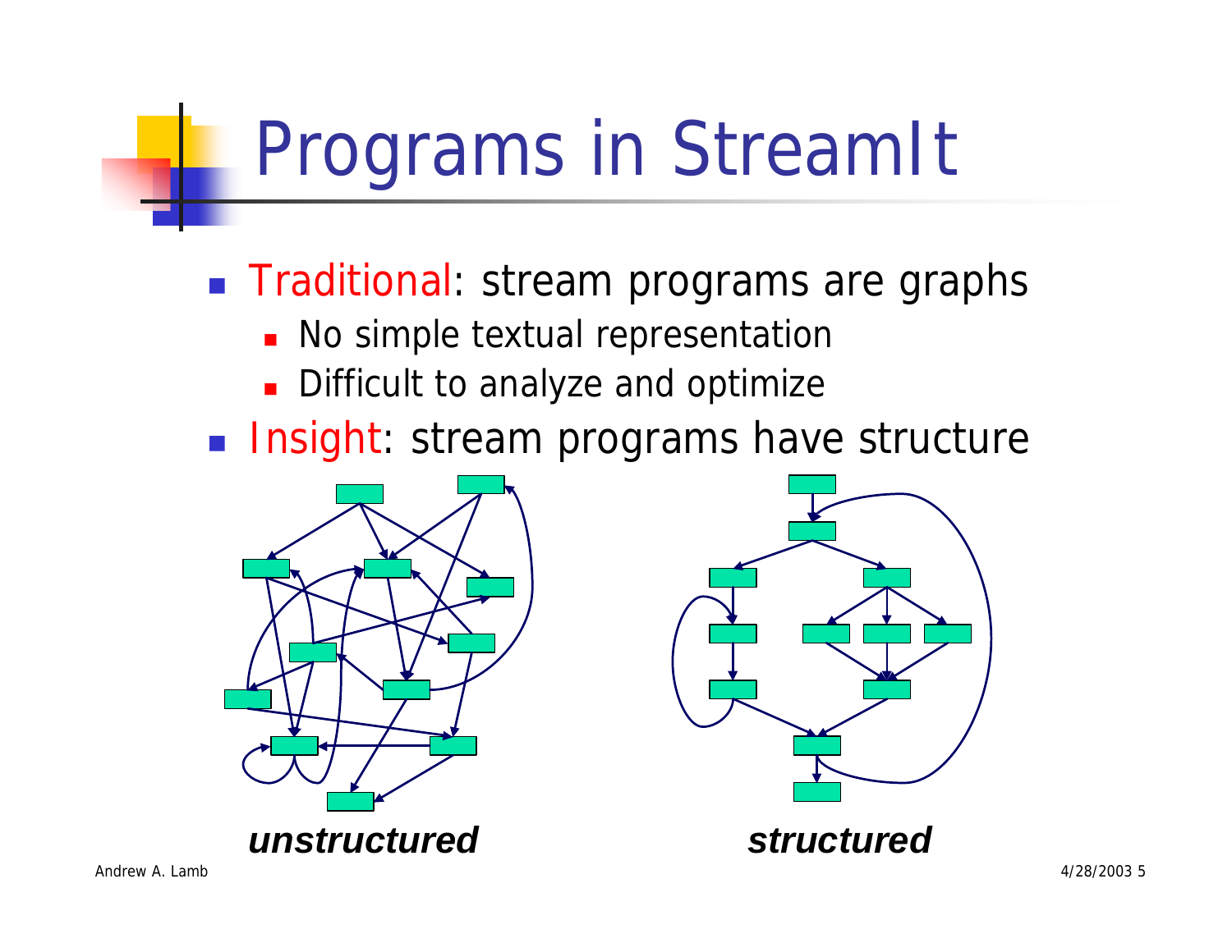# Programs in StreamIt

- Traditional: stream programs are graphs
  - No simple textual representation
  - Difficult to analyze and optimize
- Insight: stream programs have structure

***unstructured*** ***structured***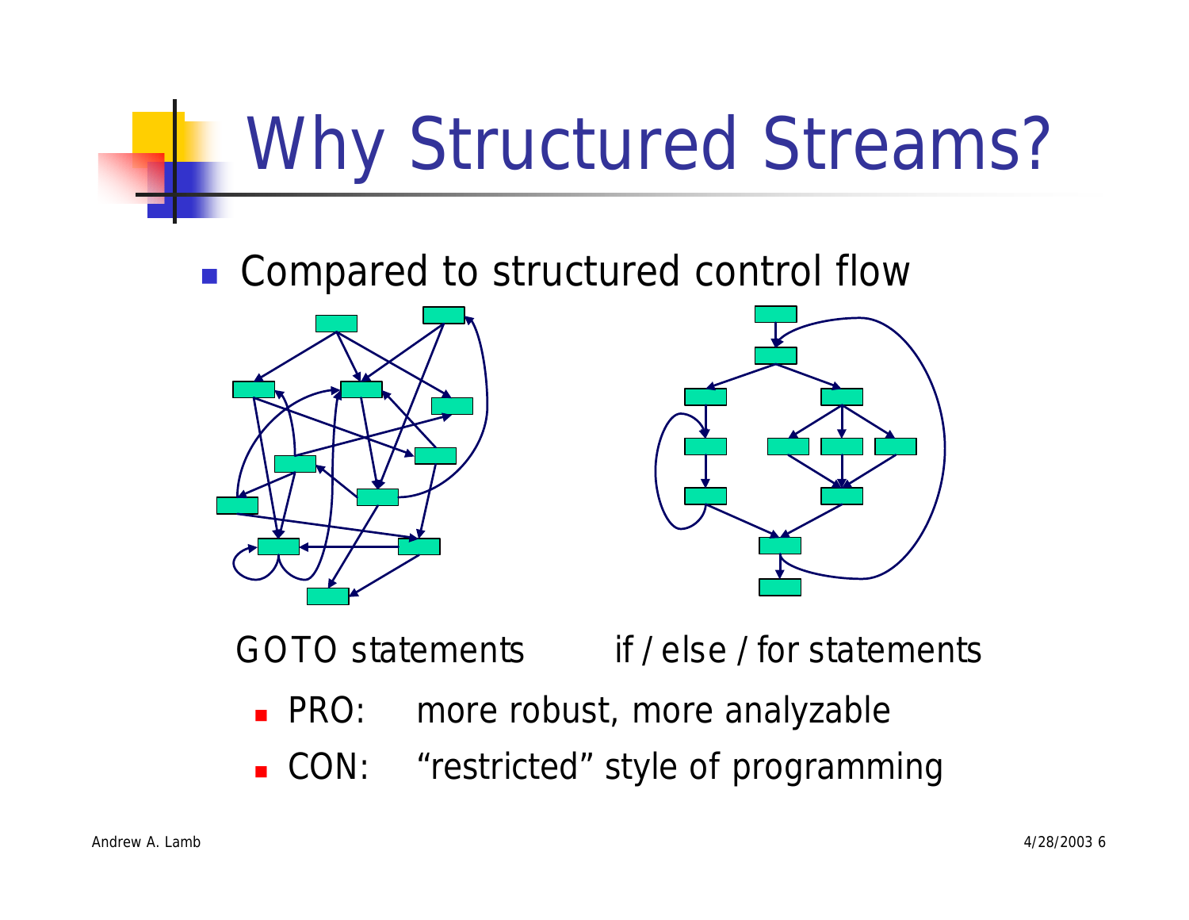# Why Structured Streams?

- Compared to structured control flow

GOTO statements                if / else / for statements

  - PRO:   more robust, more analyzable
  - CON:   "restricted" style of programming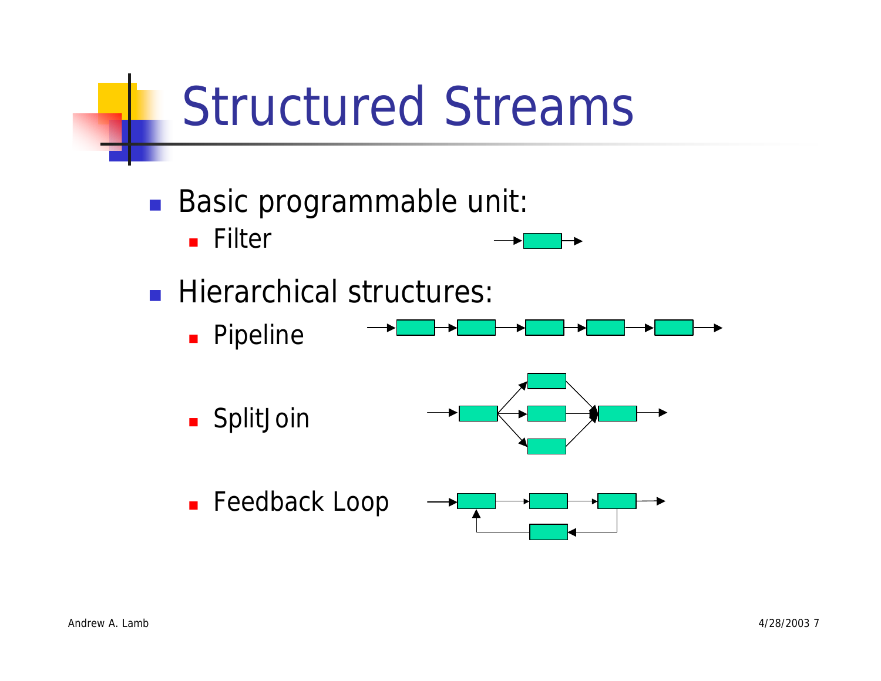# Structured Streams

- Basic programmable unit:
  - Filter
- Hierarchical structures:
  - Pipeline
  - SplitJoin
  - Feedback Loop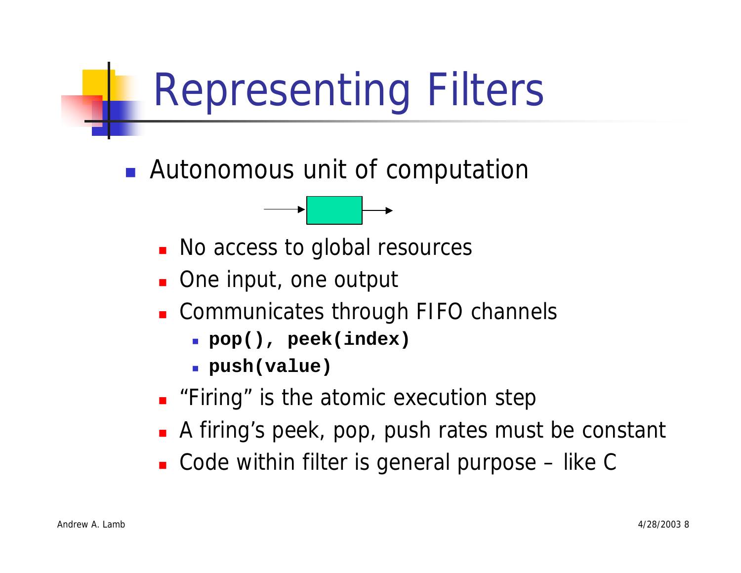# Representing Filters

- Autonomous unit of computation
  - No access to global resources
  - One input, one output
  - Communicates through FIFO channels
    - **`pop(), peek(index)`**
    - **`push(value)`**
  - "Firing" is the atomic execution step
  - A firing's peek, pop, push rates must be constant
  - Code within filter is general purpose – like C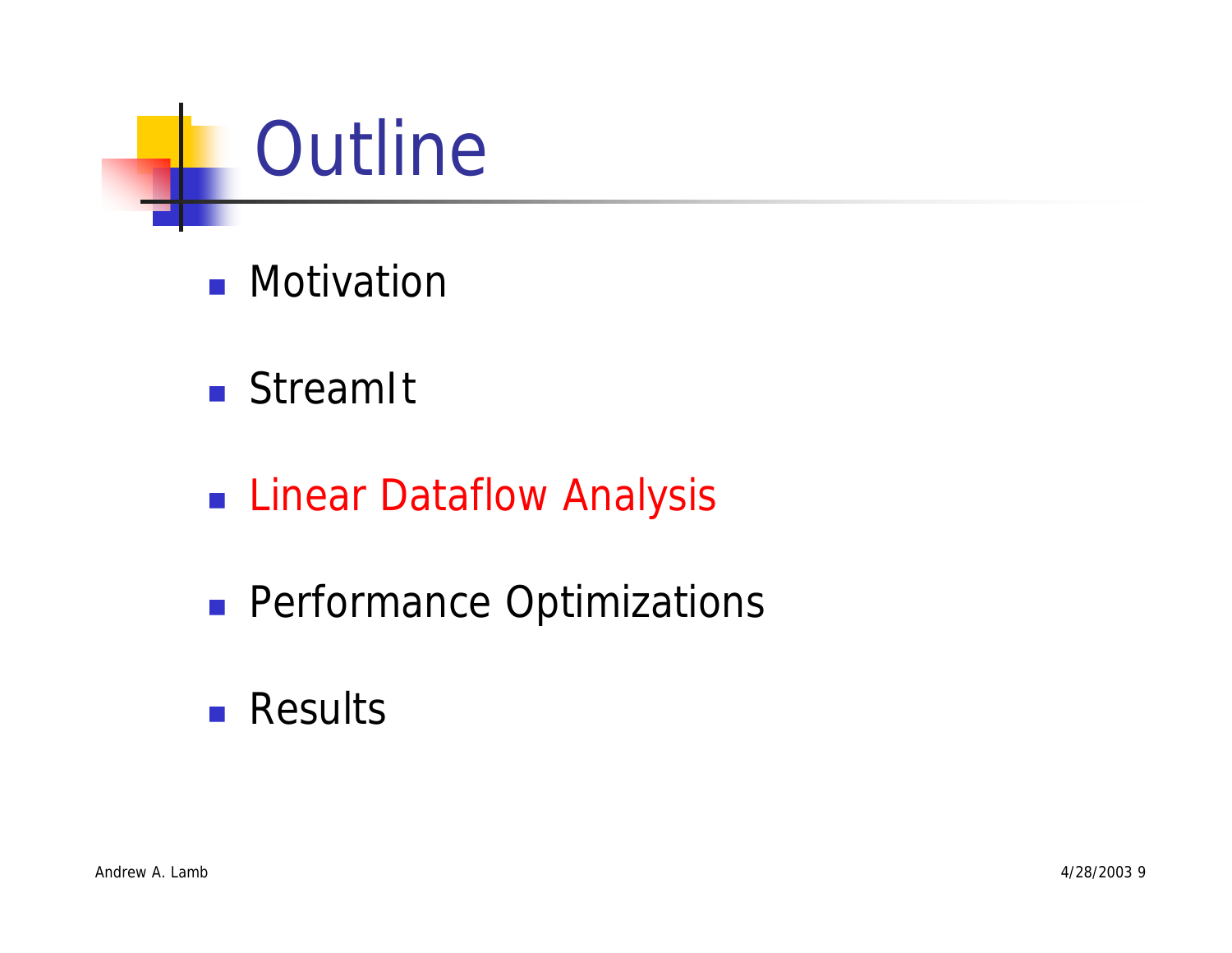# Outline

- Motivation
- StreamIt
- Linear Dataflow Analysis
- Performance Optimizations
- Results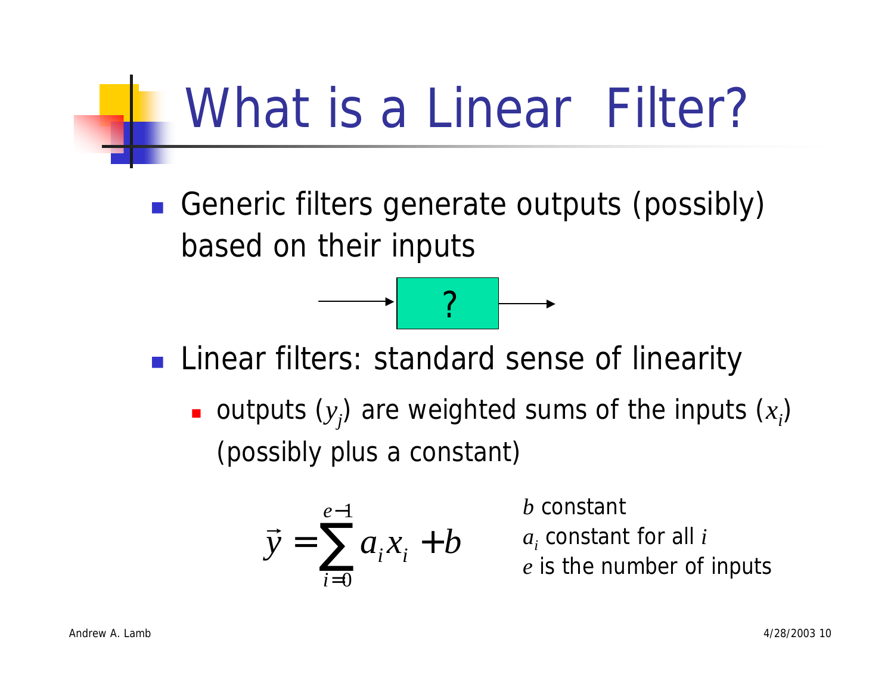# What is a Linear Filter?

- Generic filters generate outputs (possibly) based on their inputs

→ ? →

- Linear filters: standard sense of linearity
  - outputs ($y_j$) are weighted sums of the inputs ($x_i$) (possibly plus a constant)

$$\vec{y} = \sum_{i=0}^{e-1} a_i x_i + b$$

$b$ constant

$a_i$ constant for all $i$

$e$ is the number of inputs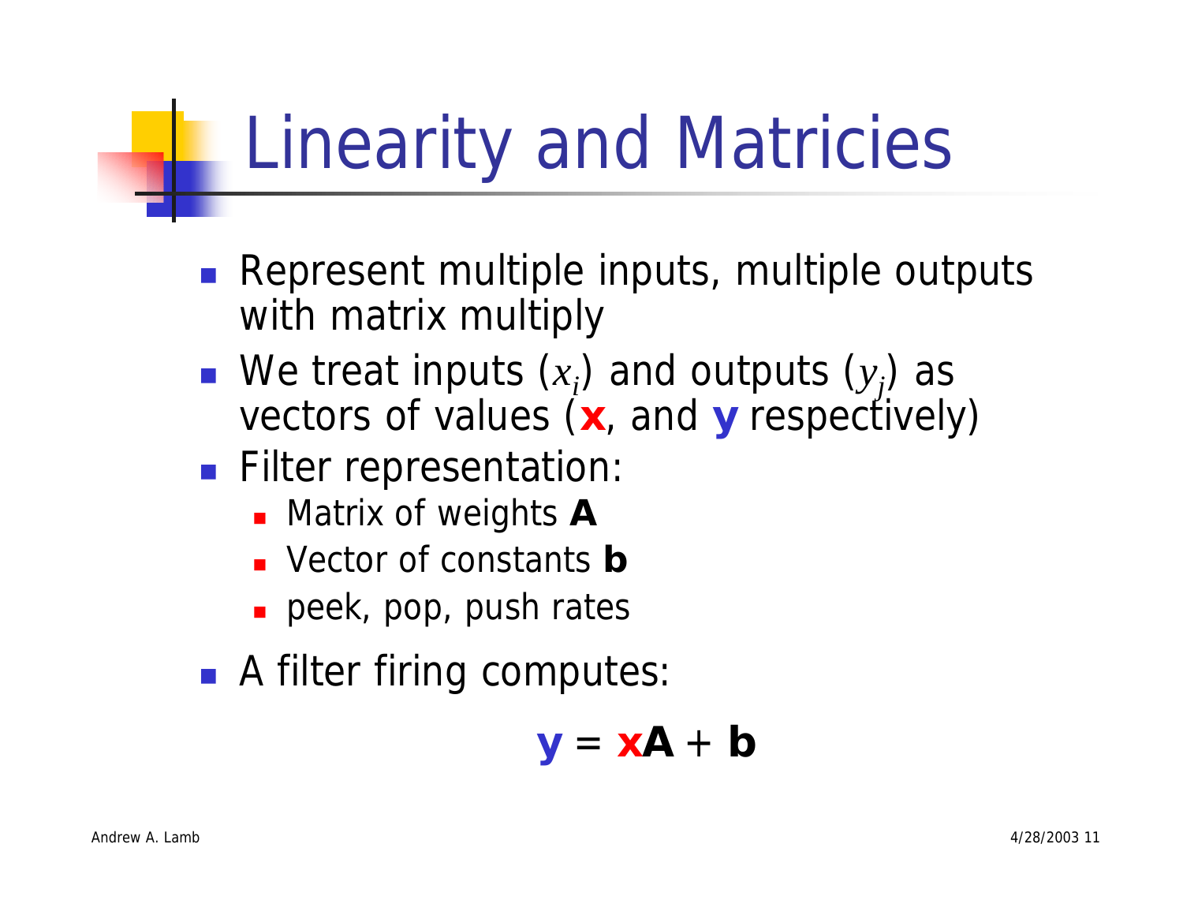# Linearity and Matricies

- Represent multiple inputs, multiple outputs with matrix multiply
- We treat inputs ($x_i$) and outputs ($y_j$) as vectors of values (**x**, and **y** respectively)
- Filter representation:
  - Matrix of weights **A**
  - Vector of constants **b**
  - peek, pop, push rates
- A filter firing computes:

$$\mathbf{y} = \mathbf{x}\mathbf{A} + \mathbf{b}$$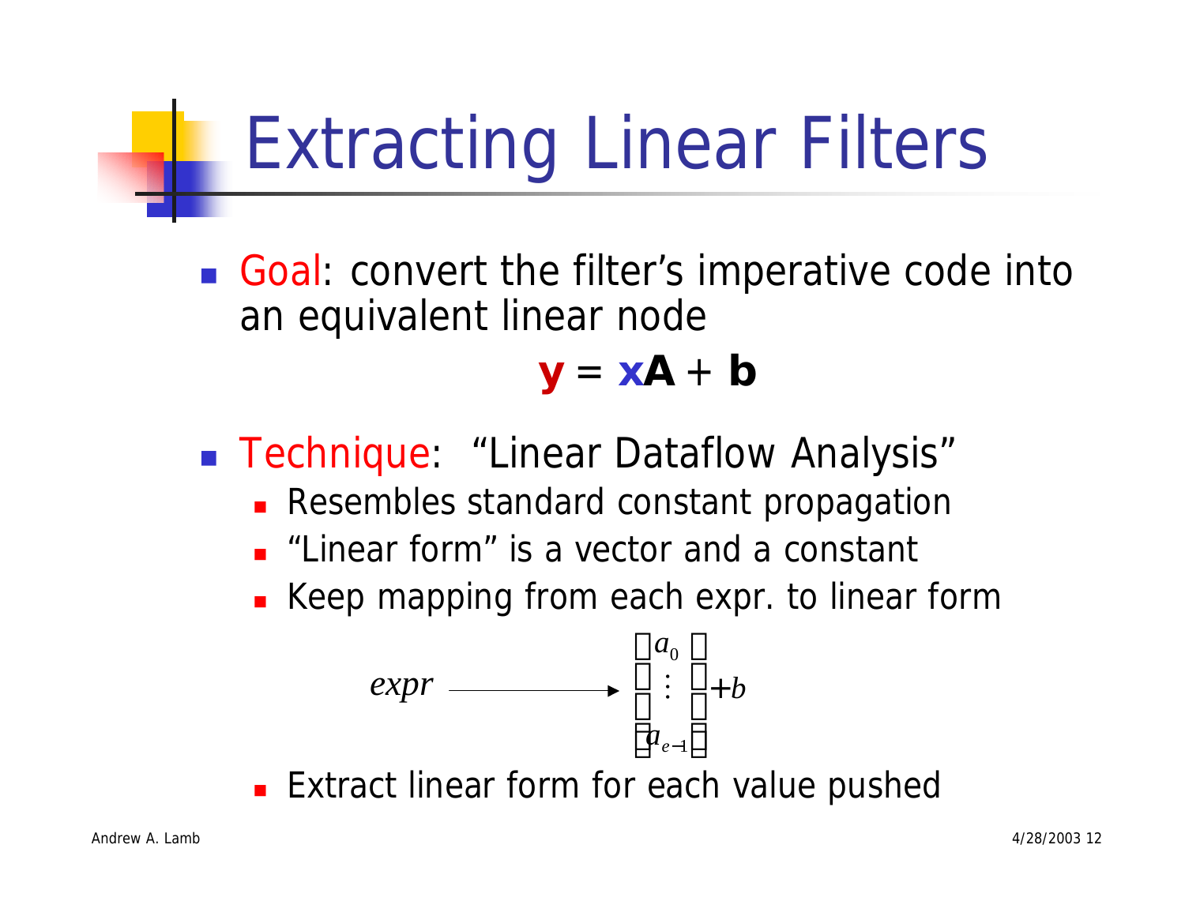# Extracting Linear Filters

- Goal: convert the filter's imperative code into an equivalent linear node

$$\mathbf{y} = \mathbf{x}\mathbf{A} + \mathbf{b}$$

- Technique: "Linear Dataflow Analysis"
  - Resembles standard constant propagation
  - "Linear form" is a vector and a constant
  - Keep mapping from each expr. to linear form

$$expr \longrightarrow \begin{bmatrix} a_0 \\ \vdots \\ a_{e-1} \end{bmatrix} + b$$

  - Extract linear form for each value pushed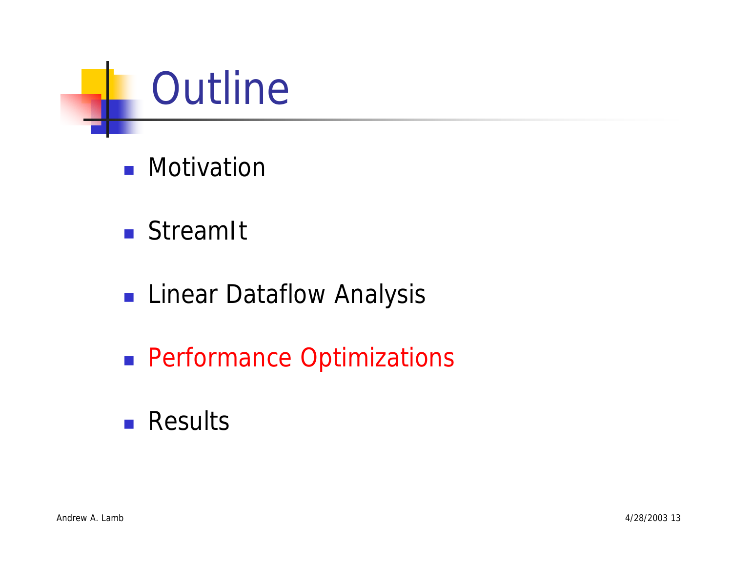# Outline

- Motivation
- StreamIt
- Linear Dataflow Analysis
- Performance Optimizations
- Results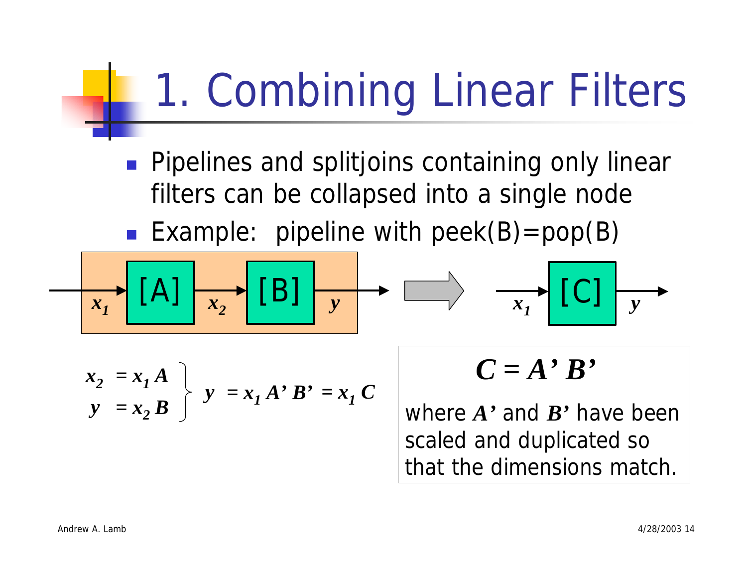# 1. Combining Linear Filters

- Pipelines and splitjoins containing only linear filters can be collapsed into a single node
- Example: pipeline with peek(B)=pop(B)

$x_1$ → [A] → $x_2$ → [B] → $y$ ⇒ $x_1$ → [C] → $y$

$$\left.\begin{aligned} x_2 &= x_1 A \\ y &= x_2 B \end{aligned}\right\} \; y = x_1 A' B' = x_1 C$$

$$C = A' B'$$

where $A'$ and $B'$ have been scaled and duplicated so that the dimensions match.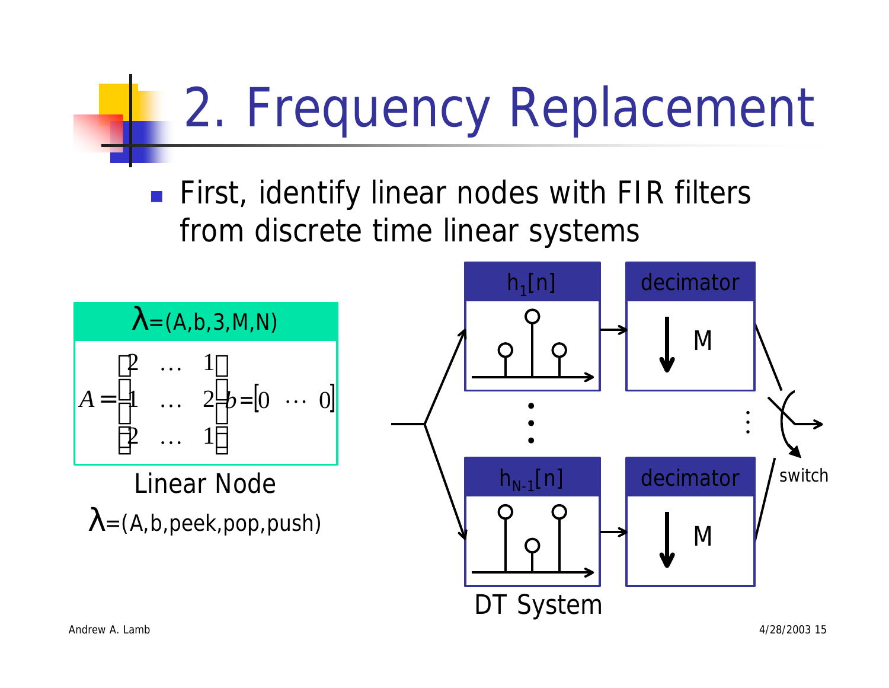# 2. Frequency Replacement

- First, identify linear nodes with FIR filters from discrete time linear systems

$\lambda$=(A,b,3,M,N)

$$A = \begin{bmatrix} 2 & \cdots & 1 \\ 1 & \cdots & 2 \\ 2 & \cdots & 1 \end{bmatrix} \quad b = \begin{bmatrix} 0 & \cdots & 0 \end{bmatrix}$$

Linear Node

$\lambda$=(A,b,peek,pop,push)

$h_1[n]$ → decimator ↓ M

⋮

$h_{N-1}[n]$ → decimator ↓ M

switch

DT System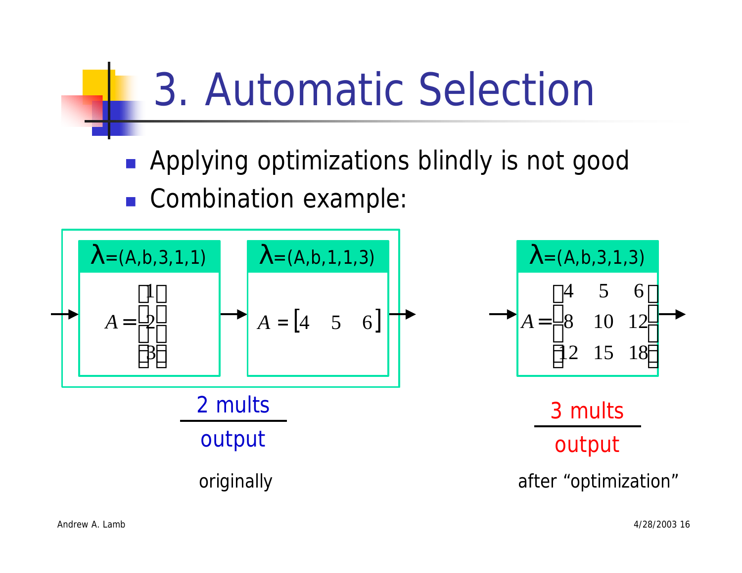# 3. Automatic Selection

- Applying optimizations blindly is not good
- Combination example:

**λ=(A,b,3,1,1)**

$$A = \begin{bmatrix} 1 \\ 2 \\ 3 \end{bmatrix}$$

**λ=(A,b,1,1,3)**

$$A = \begin{bmatrix} 4 & 5 & 6 \end{bmatrix}$$

$$\frac{\text{2 mults}}{\text{output}}$$

originally

**λ=(A,b,3,1,3)**

$$A = \begin{bmatrix} 4 & 5 & 6 \\ 8 & 10 & 12 \\ 12 & 15 & 18 \end{bmatrix}$$

$$\frac{\text{3 mults}}{\text{output}}$$

after "optimization"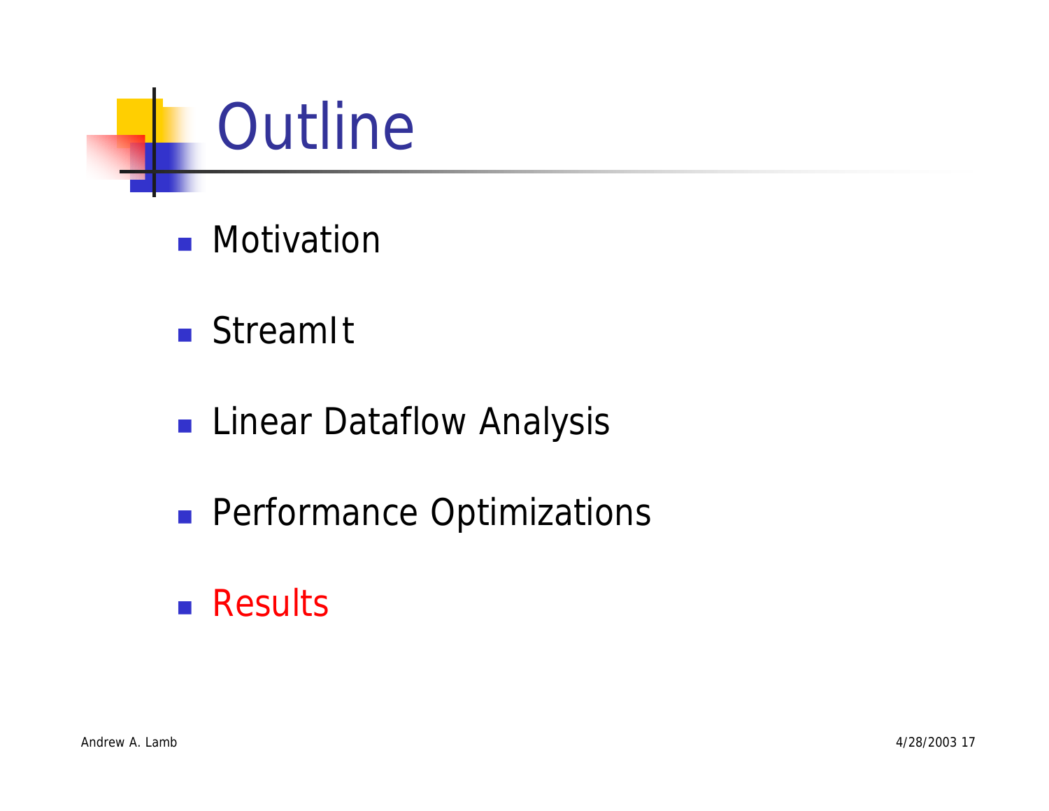# Outline

- Motivation
- StreamIt
- Linear Dataflow Analysis
- Performance Optimizations
- Results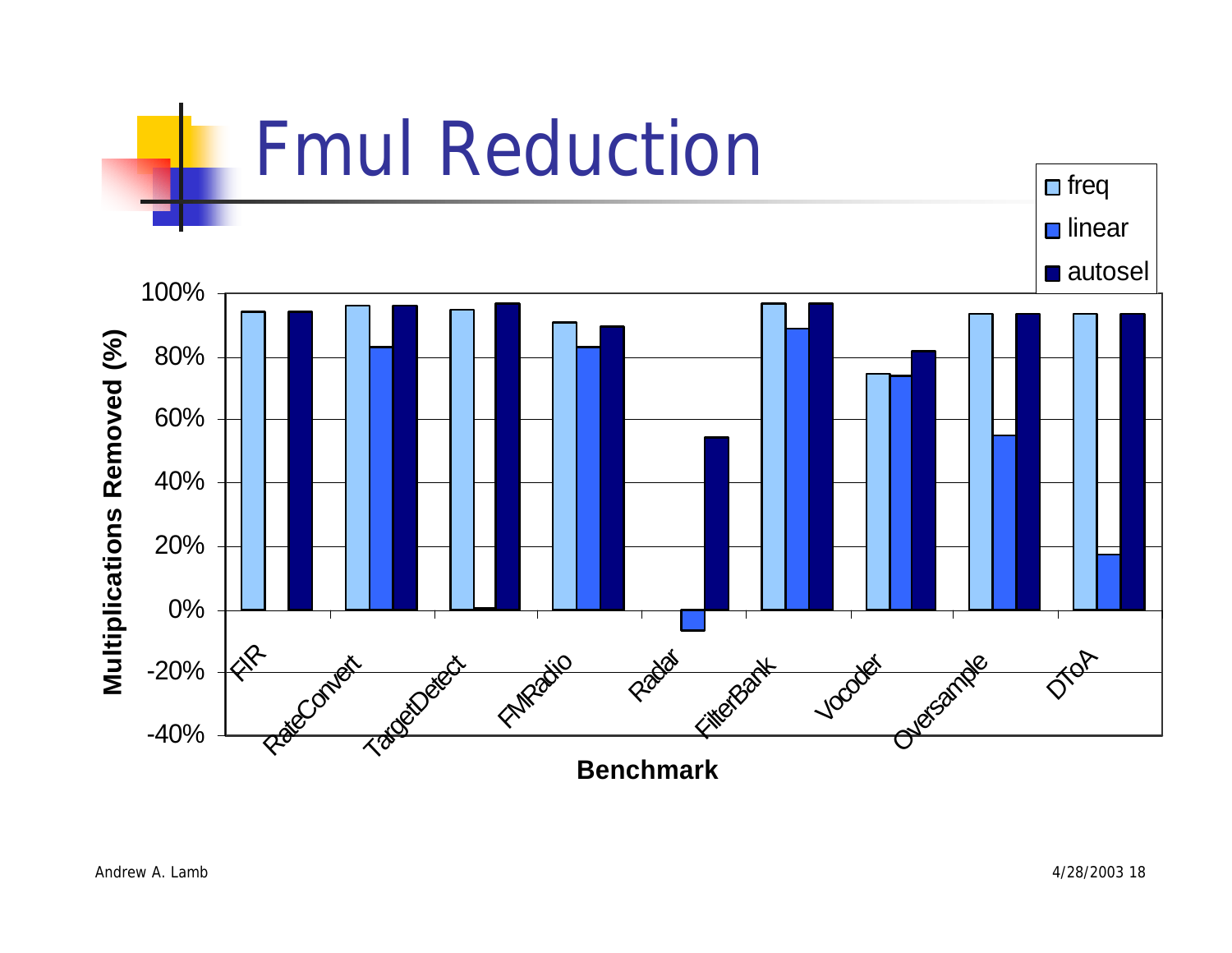# Fmul Reduction

**Multiplications Removed (%)** by **Benchmark** (legend: freq, linear, autosel)

Y-axis: -40%, -20%, 0%, 20%, 40%, 60%, 80%, 100%

Benchmarks: FIR, RateConvert, TargetDetect, FMRadio, Radar, FilterBank, Vocoder, Oversample, DToA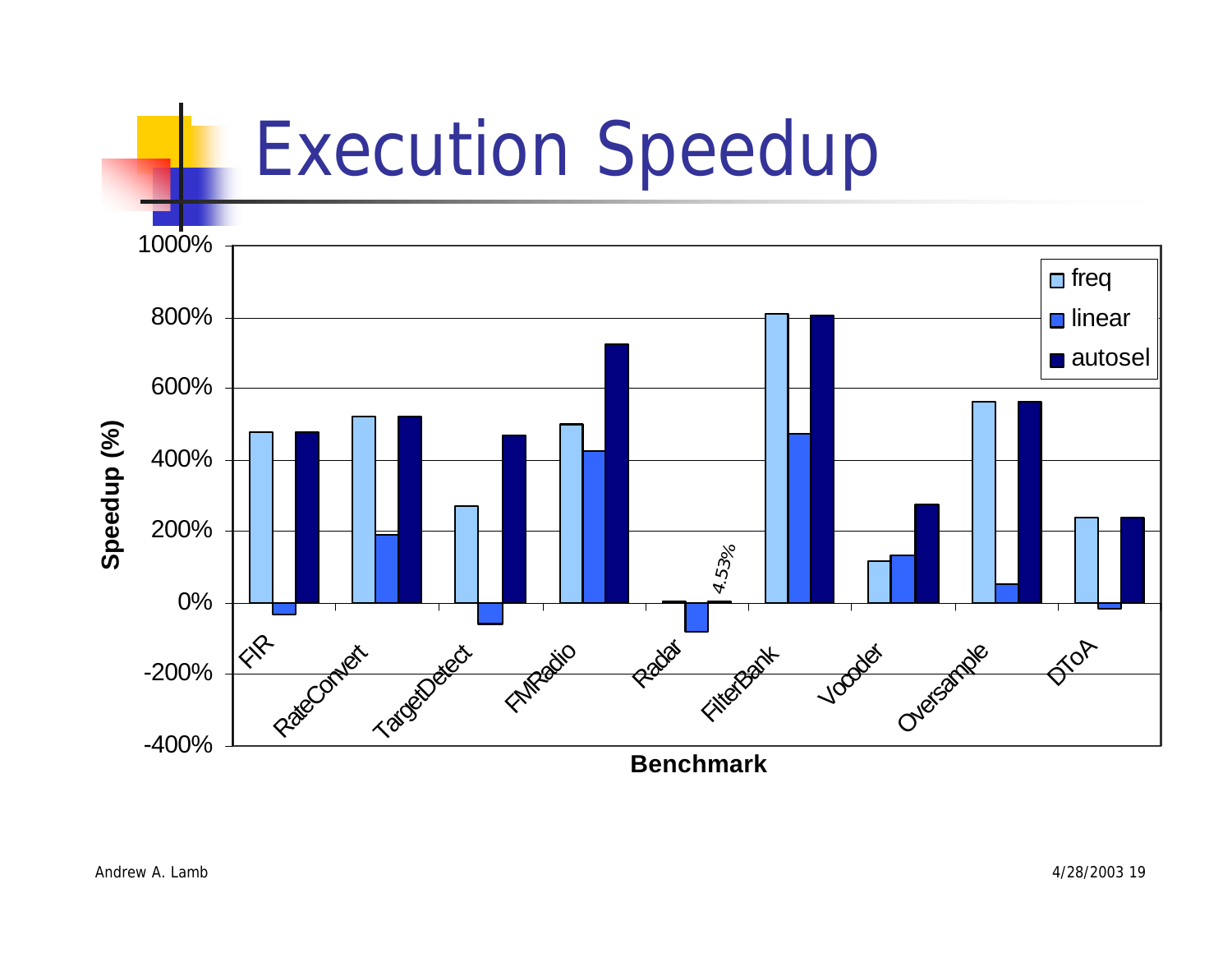# Execution Speedup

Speedup (%) by Benchmark

| Benchmark | freq | linear | autosel |
|---|---|---|---|
| FIR | | | |
| RateConvert | | | |
| TargetDetect | | | |
| FMRadio | | | |
| Radar | | | 4.53% |
| FilterBank | | | |
| Vocoder | | | |
| Oversample | | | |
| DToA | | | |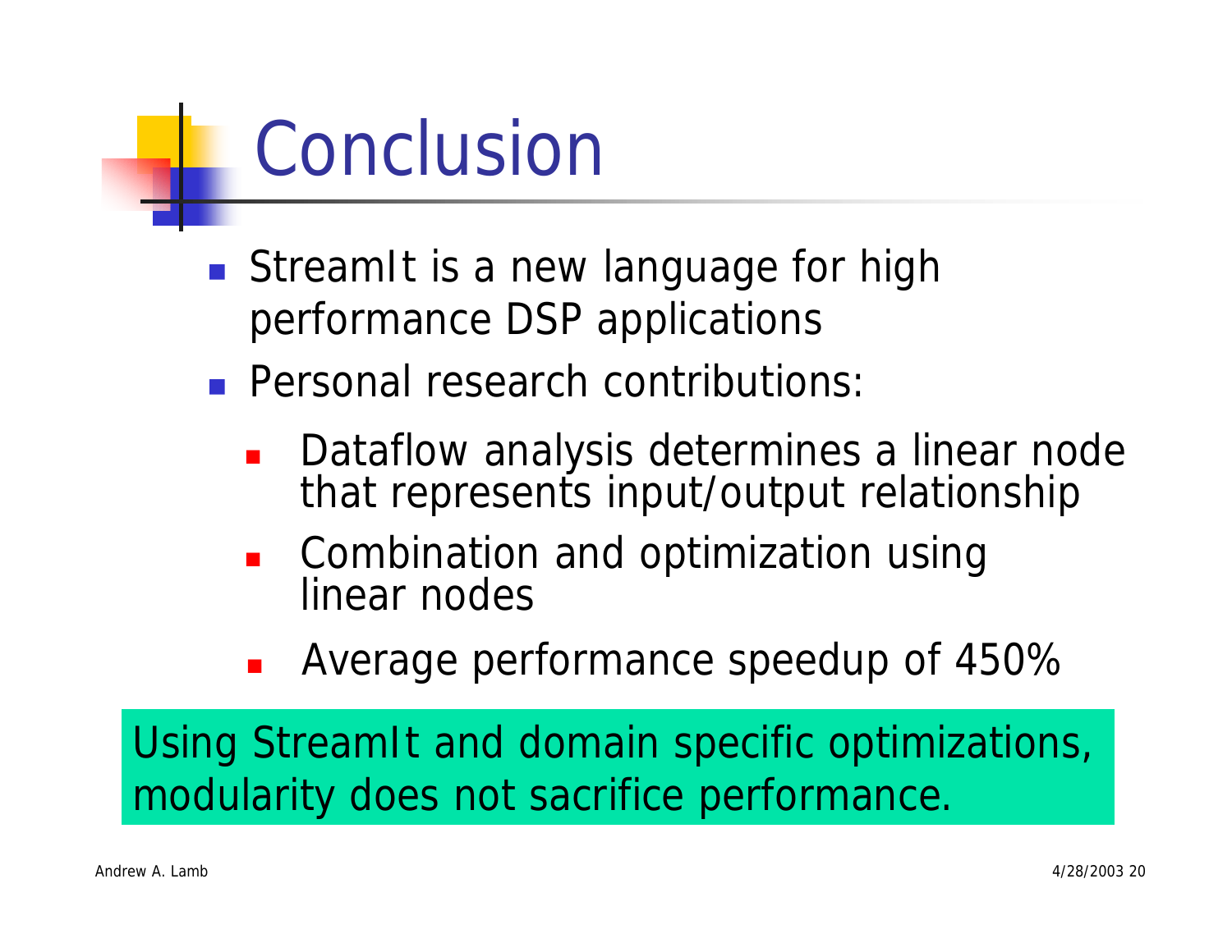# Conclusion

- StreamIt is a new language for high performance DSP applications
- Personal research contributions:
  - Dataflow analysis determines a linear node that represents input/output relationship
  - Combination and optimization using linear nodes
  - Average performance speedup of 450%

Using StreamIt and domain specific optimizations, modularity does not sacrifice performance.